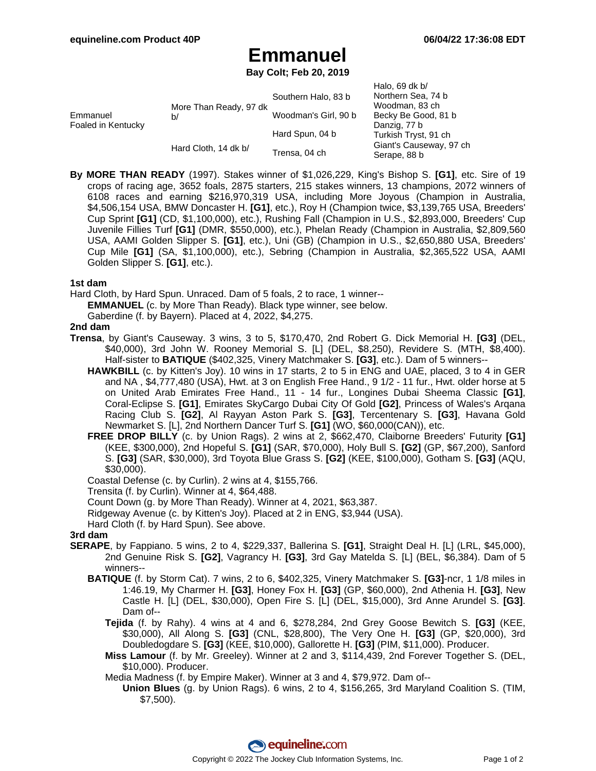# Emmanuel

**Bay Colt; Feb 20, 2019**

| | | | |
|---|---|---|---|
| Emmanuel Foaled in Kentucky | More Than Ready, 97 dk b/ | Southern Halo, 83 b | Halo, 69 dk b/ |
| | | | Northern Sea, 74 b |
| | | Woodman's Girl, 90 b | Woodman, 83 ch |
| | | | Becky Be Good, 81 b |
| | Hard Cloth, 14 dk b/ | Hard Spun, 04 b | Danzig, 77 b |
| | | | Turkish Tryst, 91 ch |
| | | Trensa, 04 ch | Giant's Causeway, 97 ch |
| | | | Serape, 88 b |

**By MORE THAN READY** (1997). Stakes winner of $1,026,229, King's Bishop S. **[G1]**, etc. Sire of 19 crops of racing age, 3652 foals, 2875 starters, 215 stakes winners, 13 champions, 2072 winners of 6108 races and earning $216,970,319 USA, including More Joyous (Champion in Australia, $4,506,154 USA, BMW Doncaster H. **[G1]**, etc.), Roy H (Champion twice, $3,139,765 USA, Breeders' Cup Sprint **[G1]** (CD, $1,100,000), etc.), Rushing Fall (Champion in U.S., $2,893,000, Breeders' Cup Juvenile Fillies Turf **[G1]** (DMR, $550,000), etc.), Phelan Ready (Champion in Australia, $2,809,560 USA, AAMI Golden Slipper S. **[G1]**, etc.), Uni (GB) (Champion in U.S., $2,650,880 USA, Breeders' Cup Mile **[G1]** (SA, $1,100,000), etc.), Sebring (Champion in Australia, $2,365,522 USA, AAMI Golden Slipper S. **[G1]**, etc.).

### 1st dam

Hard Cloth, by Hard Spun. Unraced. Dam of 5 foals, 2 to race, 1 winner--

- **EMMANUEL** (c. by More Than Ready). Black type winner, see below.
- Gaberdine (f. by Bayern). Placed at 4, 2022, $4,275.

### 2nd dam

**Trensa**, by Giant's Causeway. 3 wins, 3 to 5, $170,470, 2nd Robert G. Dick Memorial H. **[G3]** (DEL, $40,000), 3rd John W. Rooney Memorial S. [L] (DEL, $8,250), Revidere S. (MTH, $8,400). Half-sister to **BATIQUE** ($402,325, Vinery Matchmaker S. **[G3]**, etc.). Dam of 5 winners--

- **HAWKBILL** (c. by Kitten's Joy). 10 wins in 17 starts, 2 to 5 in ENG and UAE, placed, 3 to 4 in GER and NA , $4,777,480 (USA), Hwt. at 3 on English Free Hand., 9 1/2 - 11 fur., Hwt. older horse at 5 on United Arab Emirates Free Hand., 11 - 14 fur., Longines Dubai Sheema Classic **[G1]**, Coral-Eclipse S. **[G1]**, Emirates SkyCargo Dubai City Of Gold **[G2]**, Princess of Wales's Arqana Racing Club S. **[G2]**, Al Rayyan Aston Park S. **[G3]**, Tercentenary S. **[G3]**, Havana Gold Newmarket S. [L], 2nd Northern Dancer Turf S. **[G1]** (WO, $60,000(CAN)), etc.
- **FREE DROP BILLY** (c. by Union Rags). 2 wins at 2, $662,470, Claiborne Breeders' Futurity **[G1]** (KEE, $300,000), 2nd Hopeful S. **[G1]** (SAR, $70,000), Holy Bull S. **[G2]** (GP, $67,200), Sanford S. **[G3]** (SAR, $30,000), 3rd Toyota Blue Grass S. **[G2]** (KEE, $100,000), Gotham S. **[G3]** (AQU, $30,000).
- Coastal Defense (c. by Curlin). 2 wins at 4, $155,766.
- Trensita (f. by Curlin). Winner at 4, $64,488.
- Count Down (g. by More Than Ready). Winner at 4, 2021, $63,387.
- Ridgeway Avenue (c. by Kitten's Joy). Placed at 2 in ENG, $3,944 (USA).
- Hard Cloth (f. by Hard Spun). See above.

### 3rd dam

**SERAPE**, by Fappiano. 5 wins, 2 to 4, $229,337, Ballerina S. **[G1]**, Straight Deal H. [L] (LRL, $45,000), 2nd Genuine Risk S. **[G2]**, Vagrancy H. **[G3]**, 3rd Gay Matelda S. [L] (BEL, $6,384). Dam of 5 winners--

- **BATIQUE** (f. by Storm Cat). 7 wins, 2 to 6, $402,325, Vinery Matchmaker S. **[G3]**-ncr, 1 1/8 miles in 1:46.19, My Charmer H. **[G3]**, Honey Fox H. **[G3]** (GP, $60,000), 2nd Athenia H. **[G3]**, New Castle H. [L] (DEL, $30,000), Open Fire S. [L] (DEL, $15,000), 3rd Anne Arundel S. **[G3]**. Dam of--
  - **Tejida** (f. by Rahy). 4 wins at 4 and 6, $278,284, 2nd Grey Goose Bewitch S. **[G3]** (KEE, $30,000), All Along S. **[G3]** (CNL, $28,800), The Very One H. **[G3]** (GP, $20,000), 3rd Doubledogdare S. **[G3]** (KEE, $10,000), Gallorette H. **[G3]** (PIM, $11,000). Producer.
  - **Miss Lamour** (f. by Mr. Greeley). Winner at 2 and 3, $114,439, 2nd Forever Together S. (DEL, $10,000). Producer.
  - Media Madness (f. by Empire Maker). Winner at 3 and 4, $79,972. Dam of--
    - **Union Blues** (g. by Union Rags). 6 wins, 2 to 4, $156,265, 3rd Maryland Coalition S. (TIM, $7,500).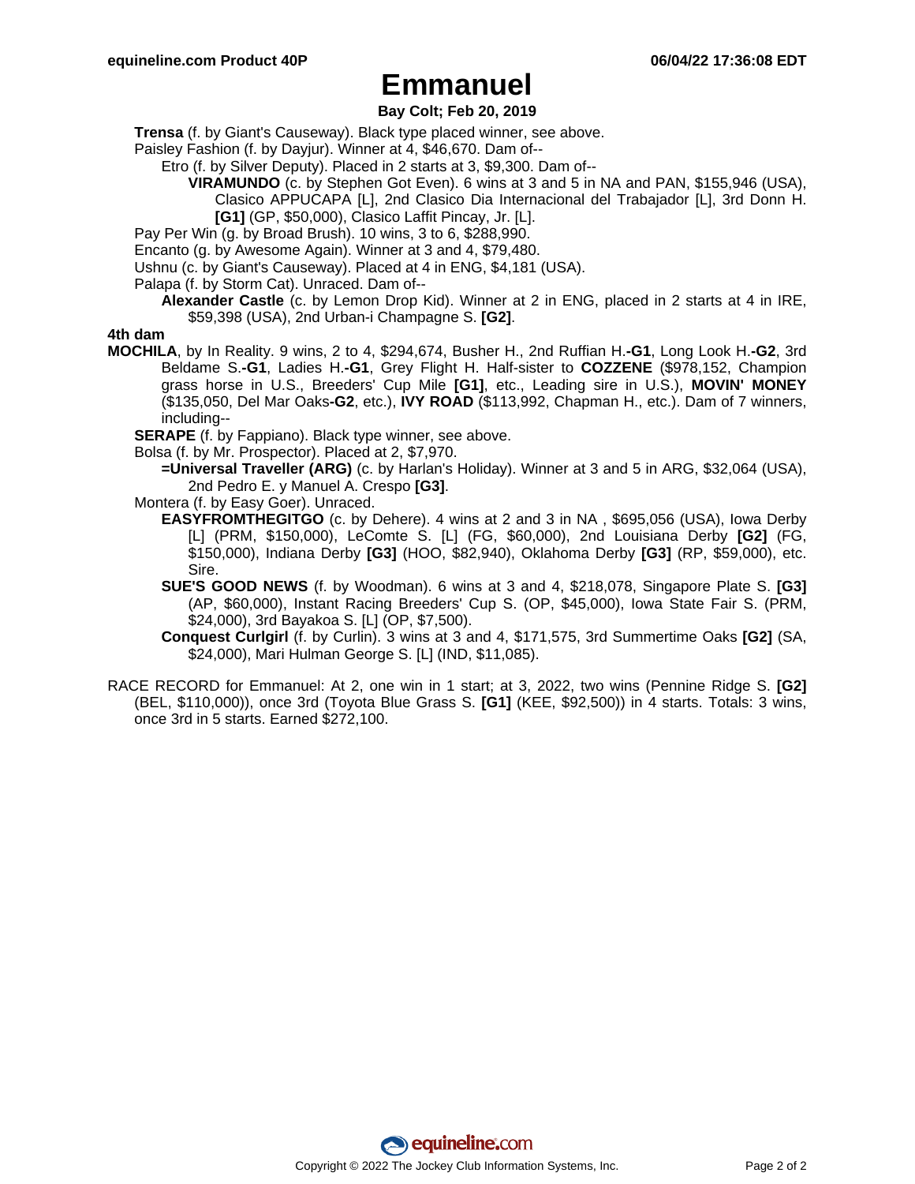# Emmanuel

**Bay Colt; Feb 20, 2019**

**Trensa** (f. by Giant's Causeway). Black type placed winner, see above.

Paisley Fashion (f. by Dayjur). Winner at 4, $46,670. Dam of--

Etro (f. by Silver Deputy). Placed in 2 starts at 3, $9,300. Dam of--

**VIRAMUNDO** (c. by Stephen Got Even). 6 wins at 3 and 5 in NA and PAN, $155,946 (USA), Clasico APPUCAPA [L], 2nd Clasico Dia Internacional del Trabajador [L], 3rd Donn H. **[G1]** (GP, $50,000), Clasico Laffit Pincay, Jr. [L].

Pay Per Win (g. by Broad Brush). 10 wins, 3 to 6, $288,990.

Encanto (g. by Awesome Again). Winner at 3 and 4, $79,480.

Ushnu (c. by Giant's Causeway). Placed at 4 in ENG, $4,181 (USA).

Palapa (f. by Storm Cat). Unraced. Dam of--

**Alexander Castle** (c. by Lemon Drop Kid). Winner at 2 in ENG, placed in 2 starts at 4 in IRE, $59,398 (USA), 2nd Urban-i Champagne S. **[G2]**.

**4th dam**

**MOCHILA**, by In Reality. 9 wins, 2 to 4, $294,674, Busher H., 2nd Ruffian H.**-G1**, Long Look H.**-G2**, 3rd Beldame S.**-G1**, Ladies H.**-G1**, Grey Flight H. Half-sister to **COZZENE** ($978,152, Champion grass horse in U.S., Breeders' Cup Mile **[G1]**, etc., Leading sire in U.S.), **MOVIN' MONEY** ($135,050, Del Mar Oaks**-G2**, etc.), **IVY ROAD** ($113,992, Chapman H., etc.). Dam of 7 winners, including--

**SERAPE** (f. by Fappiano). Black type winner, see above.

Bolsa (f. by Mr. Prospector). Placed at 2, $7,970.

**=Universal Traveller (ARG)** (c. by Harlan's Holiday). Winner at 3 and 5 in ARG, $32,064 (USA), 2nd Pedro E. y Manuel A. Crespo **[G3]**.

Montera (f. by Easy Goer). Unraced.

**EASYFROMTHEGITGO** (c. by Dehere). 4 wins at 2 and 3 in NA , $695,056 (USA), Iowa Derby [L] (PRM, $150,000), LeComte S. [L] (FG, $60,000), 2nd Louisiana Derby **[G2]** (FG, $150,000), Indiana Derby **[G3]** (HOO, $82,940), Oklahoma Derby **[G3]** (RP, $59,000), etc. Sire.

**SUE'S GOOD NEWS** (f. by Woodman). 6 wins at 3 and 4, $218,078, Singapore Plate S. **[G3]** (AP, $60,000), Instant Racing Breeders' Cup S. (OP, $45,000), Iowa State Fair S. (PRM, $24,000), 3rd Bayakoa S. [L] (OP, $7,500).

**Conquest Curlgirl** (f. by Curlin). 3 wins at 3 and 4, $171,575, 3rd Summertime Oaks **[G2]** (SA, $24,000), Mari Hulman George S. [L] (IND, $11,085).

RACE RECORD for Emmanuel: At 2, one win in 1 start; at 3, 2022, two wins (Pennine Ridge S. **[G2]** (BEL, $110,000)), once 3rd (Toyota Blue Grass S. **[G1]** (KEE, $92,500)) in 4 starts. Totals: 3 wins, once 3rd in 5 starts. Earned $272,100.